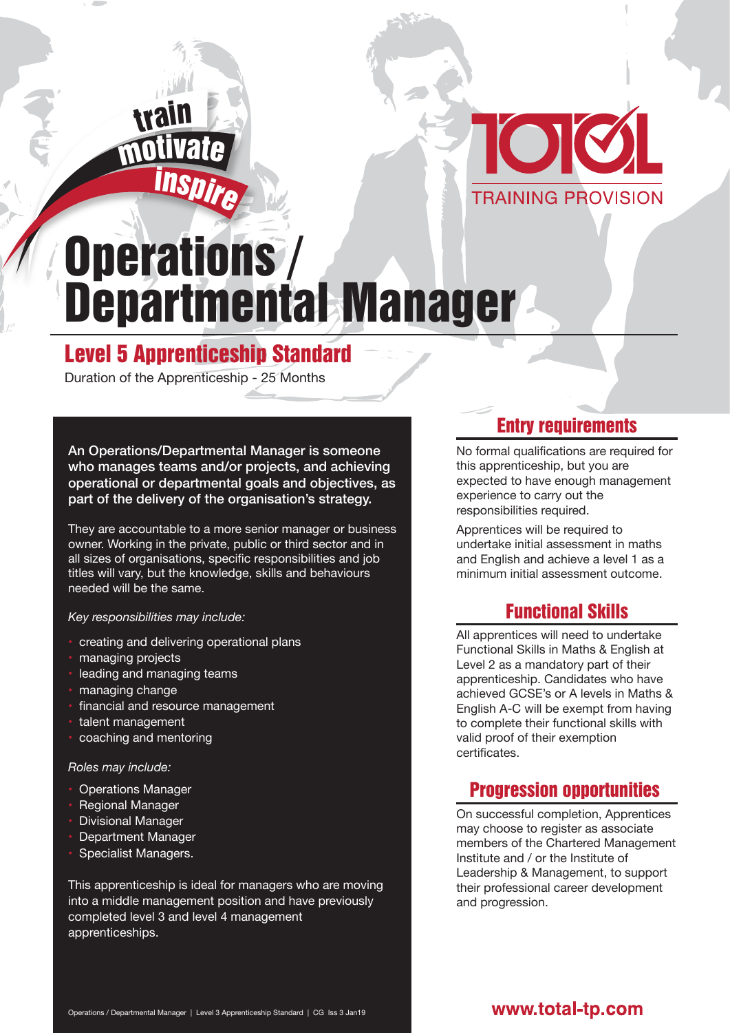train

motivate

inspire

TOTAL TRAINING PROVISION

# Operations / Departmental Manager

## Level 5 Apprenticeship Standard

Duration of the Apprenticeship - 25 Months

**An Operations/Departmental Manager is someone who manages teams and/or projects, and achieving operational or departmental goals and objectives, as part of the delivery of the organisation's strategy.**

They are accountable to a more senior manager or business owner. Working in the private, public or third sector and in all sizes of organisations, specific responsibilities and job titles will vary, but the knowledge, skills and behaviours needed will be the same.

*Key responsibilities may include:*

- creating and delivering operational plans
- managing projects
- leading and managing teams
- managing change
- financial and resource management
- talent management
- coaching and mentoring

*Roles may include:*

- Operations Manager
- Regional Manager
- Divisional Manager
- Department Manager
- Specialist Managers.

This apprenticeship is ideal for managers who are moving into a middle management position and have previously completed level 3 and level 4 management apprenticeships.

## Entry requirements

No formal qualifications are required for this apprenticeship, but you are expected to have enough management experience to carry out the responsibilities required.

Apprentices will be required to undertake initial assessment in maths and English and achieve a level 1 as a minimum initial assessment outcome.

## Functional Skills

All apprentices will need to undertake Functional Skills in Maths & English at Level 2 as a mandatory part of their apprenticeship. Candidates who have achieved GCSE's or A levels in Maths & English A-C will be exempt from having to complete their functional skills with valid proof of their exemption certificates.

## Progression opportunities

On successful completion, Apprentices may choose to register as associate members of the Chartered Management Institute and / or the Institute of Leadership & Management, to support their professional career development and progression.

Operations / Departmental Manager | Level 3 Apprenticeship Standard | CG Iss 3 Jan19

www.total-tp.com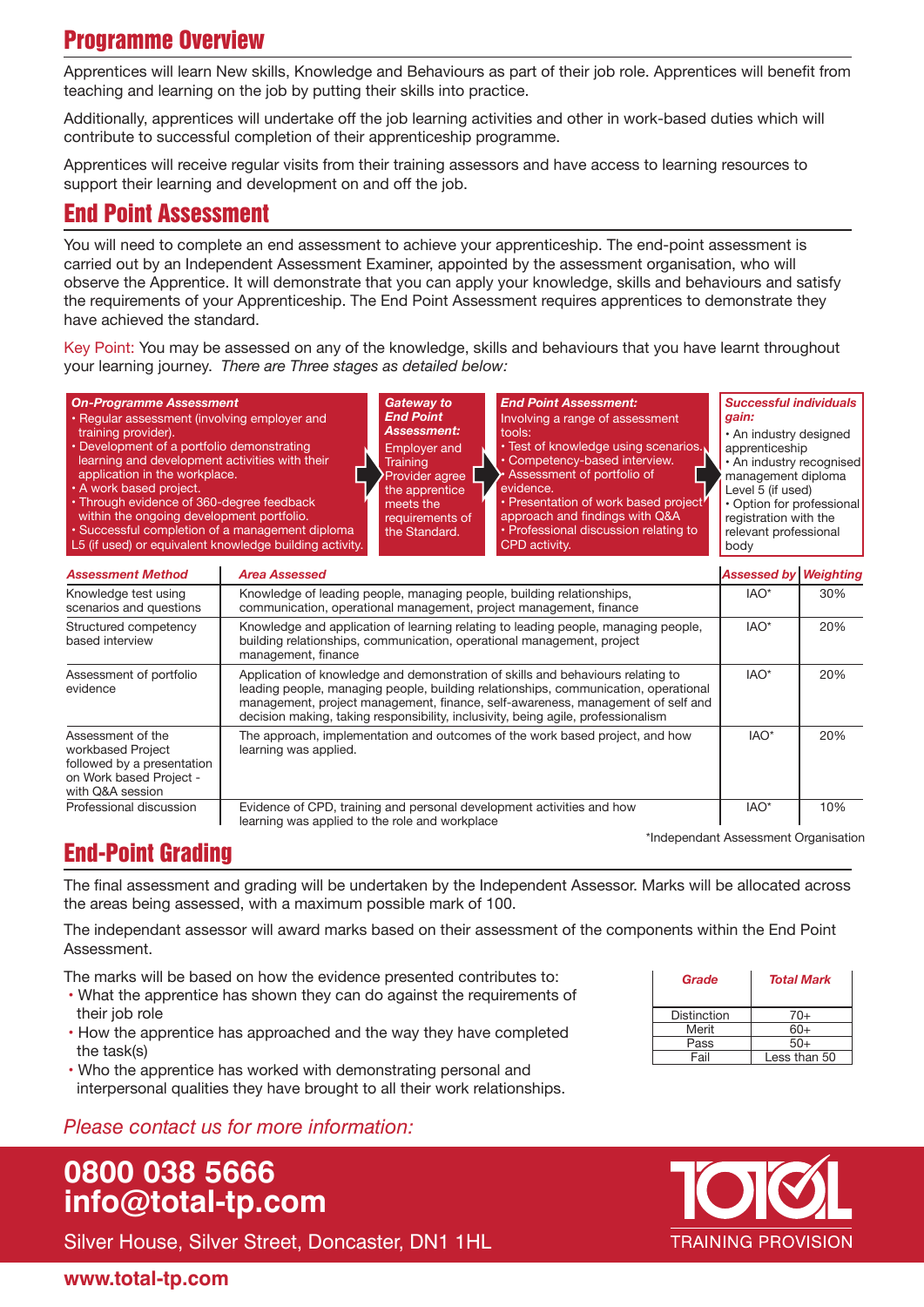## Programme Overview

Apprentices will learn New skills, Knowledge and Behaviours as part of their job role. Apprentices will benefit from teaching and learning on the job by putting their skills into practice.

Additionally, apprentices will undertake off the job learning activities and other in work-based duties which will contribute to successful completion of their apprenticeship programme.

Apprentices will receive regular visits from their training assessors and have access to learning resources to support their learning and development on and off the job.

## End Point Assessment

You will need to complete an end assessment to achieve your apprenticeship. The end-point assessment is carried out by an Independent Assessment Examiner, appointed by the assessment organisation, who will observe the Apprentice. It will demonstrate that you can apply your knowledge, skills and behaviours and satisfy the requirements of your Apprenticeship. The End Point Assessment requires apprentices to demonstrate they have achieved the standard.

Key Point: You may be assessed on any of the knowledge, skills and behaviours that you have learnt throughout your learning journey. *There are Three stages as detailed below:*

***On-Programme Assessment***
- Regular assessment (involving employer and training provider).
- Development of a portfolio demonstrating learning and development activities with their application in the workplace.
- A work based project.
- Through evidence of 360-degree feedback within the ongoing development portfolio.
- Successful completion of a management diploma L5 (if used) or equivalent knowledge building activity.

***Gateway to End Point Assessment:***
Employer and Training Provider agree the apprentice meets the requirements of the Standard.

***End Point Assessment:***
Involving a range of assessment tools:
- Test of knowledge using scenarios.
- Competency-based interview.
- Assessment of portfolio of evidence.
- Presentation of work based project approach and findings with Q&A
- Professional discussion relating to CPD activity.

***Successful individuals gain:***
- An industry designed apprenticeship
- An industry recognised management diploma Level 5 (if used)
- Option for professional registration with the relevant professional body

| *Assessment Method* | *Area Assessed* | *Assessed by* | *Weighting* |
|---|---|---|---|
| Knowledge test using scenarios and questions | Knowledge of leading people, managing people, building relationships, communication, operational management, project management, finance | IAO* | 30% |
| Structured competency based interview | Knowledge and application of learning relating to leading people, managing people, building relationships, communication, operational management, project management, finance | IAO* | 20% |
| Assessment of portfolio evidence | Application of knowledge and demonstration of skills and behaviours relating to leading people, managing people, building relationships, communication, operational management, project management, finance, self-awareness, management of self and decision making, taking responsibility, inclusivity, being agile, professionalism | IAO* | 20% |
| Assessment of the workbased Project followed by a presentation on Work based Project - with Q&A session | The approach, implementation and outcomes of the work based project, and how learning was applied. | IAO* | 20% |
| Professional discussion | Evidence of CPD, training and personal development activities and how learning was applied to the role and workplace | IAO* | 10% |

*Independant Assessment Organisation

## End-Point Grading

The final assessment and grading will be undertaken by the Independent Assessor. Marks will be allocated across the areas being assessed, with a maximum possible mark of 100.

The independant assessor will award marks based on their assessment of the components within the End Point Assessment.

The marks will be based on how the evidence presented contributes to:
- What the apprentice has shown they can do against the requirements of their job role
- How the apprentice has approached and the way they have completed the task(s)
- Who the apprentice has worked with demonstrating personal and interpersonal qualities they have brought to all their work relationships.

| *Grade* | *Total Mark* |
|---|---|
| Distinction | 70+ |
| Merit | 60+ |
| Pass | 50+ |
| Fail | Less than 50 |

*Please contact us for more information:*

**0800 038 5666**
**info@total-tp.com**

Silver House, Silver Street, Doncaster, DN1 1HL

TOTAL TRAINING PROVISION

**www.total-tp.com**